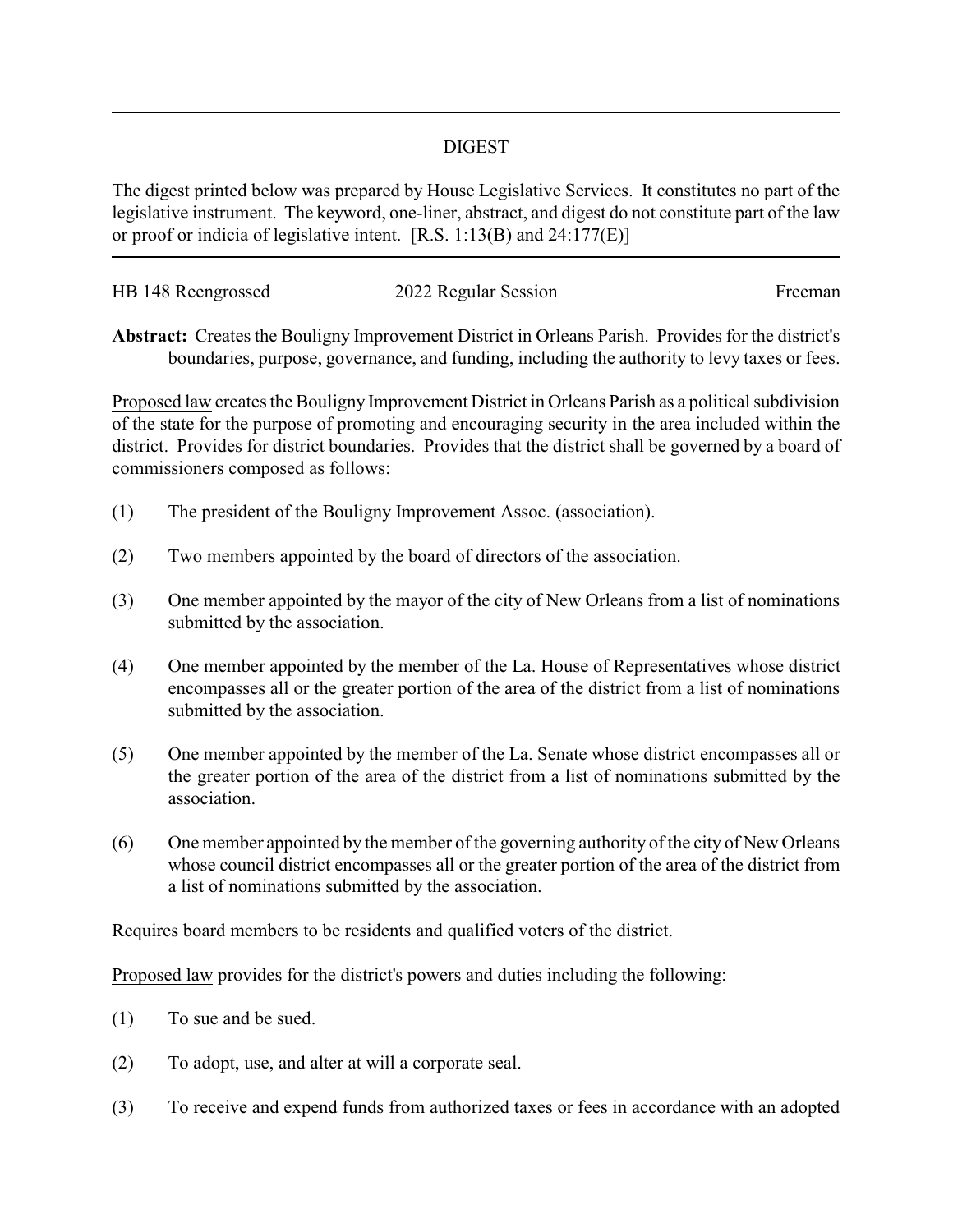## DIGEST

The digest printed below was prepared by House Legislative Services. It constitutes no part of the legislative instrument. The keyword, one-liner, abstract, and digest do not constitute part of the law or proof or indicia of legislative intent. [R.S. 1:13(B) and 24:177(E)]

---

HB 148 Reengrossed | 2022 Regular Session | Freeman

**Abstract:** Creates the Bouligny Improvement District in Orleans Parish. Provides for the district's boundaries, purpose, governance, and funding, including the authority to levy taxes or fees.

Proposed law creates the Bouligny Improvement District in Orleans Parish as a political subdivision of the state for the purpose of promoting and encouraging security in the area included within the district. Provides for district boundaries. Provides that the district shall be governed by a board of commissioners composed as follows:

(1) The president of the Bouligny Improvement Assoc. (association).

(2) Two members appointed by the board of directors of the association.

(3) One member appointed by the mayor of the city of New Orleans from a list of nominations submitted by the association.

(4) One member appointed by the member of the La. House of Representatives whose district encompasses all or the greater portion of the area of the district from a list of nominations submitted by the association.

(5) One member appointed by the member of the La. Senate whose district encompasses all or the greater portion of the area of the district from a list of nominations submitted by the association.

(6) One member appointed by the member of the governing authority of the city of New Orleans whose council district encompasses all or the greater portion of the area of the district from a list of nominations submitted by the association.

Requires board members to be residents and qualified voters of the district.

Proposed law provides for the district's powers and duties including the following:

(1) To sue and be sued.

(2) To adopt, use, and alter at will a corporate seal.

(3) To receive and expend funds from authorized taxes or fees in accordance with an adopted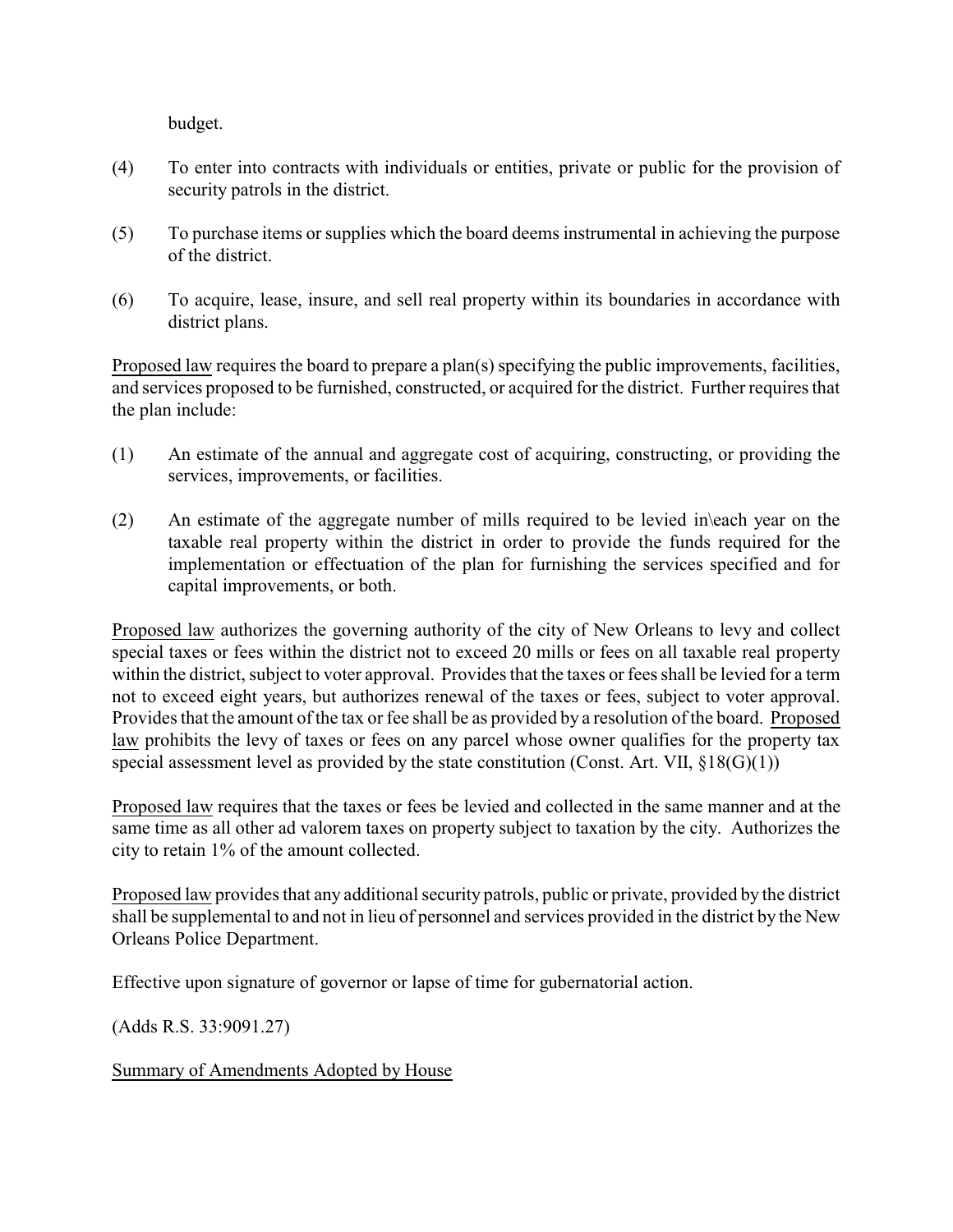budget.

(4) To enter into contracts with individuals or entities, private or public for the provision of security patrols in the district.

(5) To purchase items or supplies which the board deems instrumental in achieving the purpose of the district.

(6) To acquire, lease, insure, and sell real property within its boundaries in accordance with district plans.

Proposed law requires the board to prepare a plan(s) specifying the public improvements, facilities, and services proposed to be furnished, constructed, or acquired for the district. Further requires that the plan include:

(1) An estimate of the annual and aggregate cost of acquiring, constructing, or providing the services, improvements, or facilities.

(2) An estimate of the aggregate number of mills required to be levied in\each year on the taxable real property within the district in order to provide the funds required for the implementation or effectuation of the plan for furnishing the services specified and for capital improvements, or both.

Proposed law authorizes the governing authority of the city of New Orleans to levy and collect special taxes or fees within the district not to exceed 20 mills or fees on all taxable real property within the district, subject to voter approval. Provides that the taxes or fees shall be levied for a term not to exceed eight years, but authorizes renewal of the taxes or fees, subject to voter approval. Provides that the amount of the tax or fee shall be as provided by a resolution of the board. Proposed law prohibits the levy of taxes or fees on any parcel whose owner qualifies for the property tax special assessment level as provided by the state constitution (Const. Art. VII, §18(G)(1))

Proposed law requires that the taxes or fees be levied and collected in the same manner and at the same time as all other ad valorem taxes on property subject to taxation by the city. Authorizes the city to retain 1% of the amount collected.

Proposed law provides that any additional security patrols, public or private, provided by the district shall be supplemental to and not in lieu of personnel and services provided in the district by the New Orleans Police Department.

Effective upon signature of governor or lapse of time for gubernatorial action.

(Adds R.S. 33:9091.27)

Summary of Amendments Adopted by House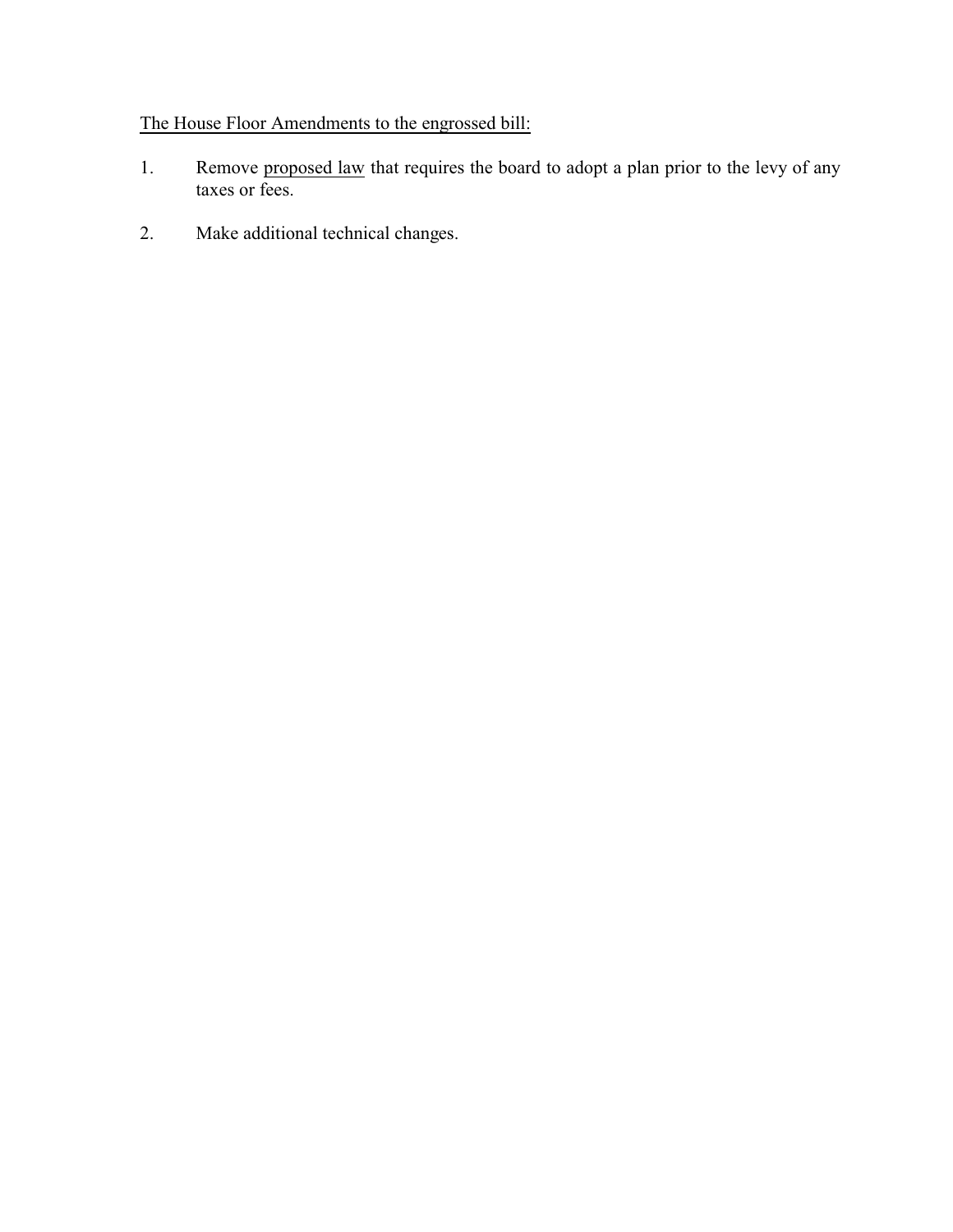<u>The House Floor Amendments to the engrossed bill:</u>

1. Remove <u>proposed law</u> that requires the board to adopt a plan prior to the levy of any taxes or fees.

2. Make additional technical changes.